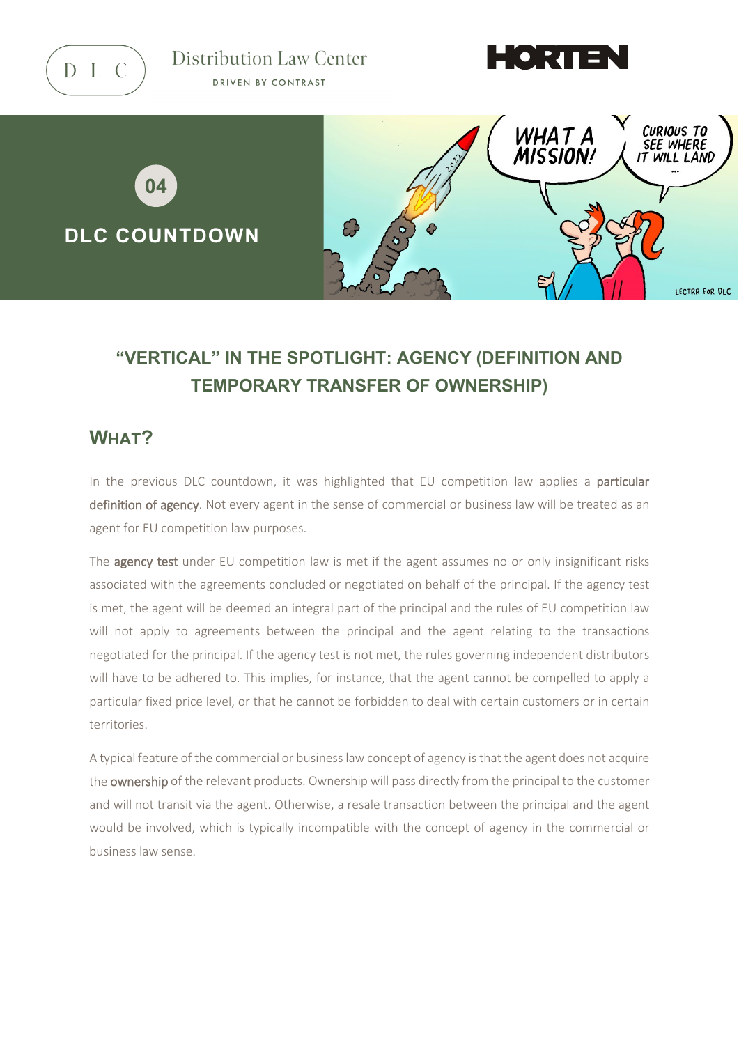Distribution Law Center

DRIVEN BY CONTRAST

HORTEN

04

**DLC COUNTDOWN**

## "VERTICAL" IN THE SPOTLIGHT: AGENCY (DEFINITION AND TEMPORARY TRANSFER OF OWNERSHIP)

### WHAT?

In the previous DLC countdown, it was highlighted that EU competition law applies a **particular definition of agency**. Not every agent in the sense of commercial or business law will be treated as an agent for EU competition law purposes.

The **agency test** under EU competition law is met if the agent assumes no or only insignificant risks associated with the agreements concluded or negotiated on behalf of the principal. If the agency test is met, the agent will be deemed an integral part of the principal and the rules of EU competition law will not apply to agreements between the principal and the agent relating to the transactions negotiated for the principal. If the agency test is not met, the rules governing independent distributors will have to be adhered to. This implies, for instance, that the agent cannot be compelled to apply a particular fixed price level, or that he cannot be forbidden to deal with certain customers or in certain territories.

A typical feature of the commercial or business law concept of agency is that the agent does not acquire the **ownership** of the relevant products. Ownership will pass directly from the principal to the customer and will not transit via the agent. Otherwise, a resale transaction between the principal and the agent would be involved, which is typically incompatible with the concept of agency in the commercial or business law sense.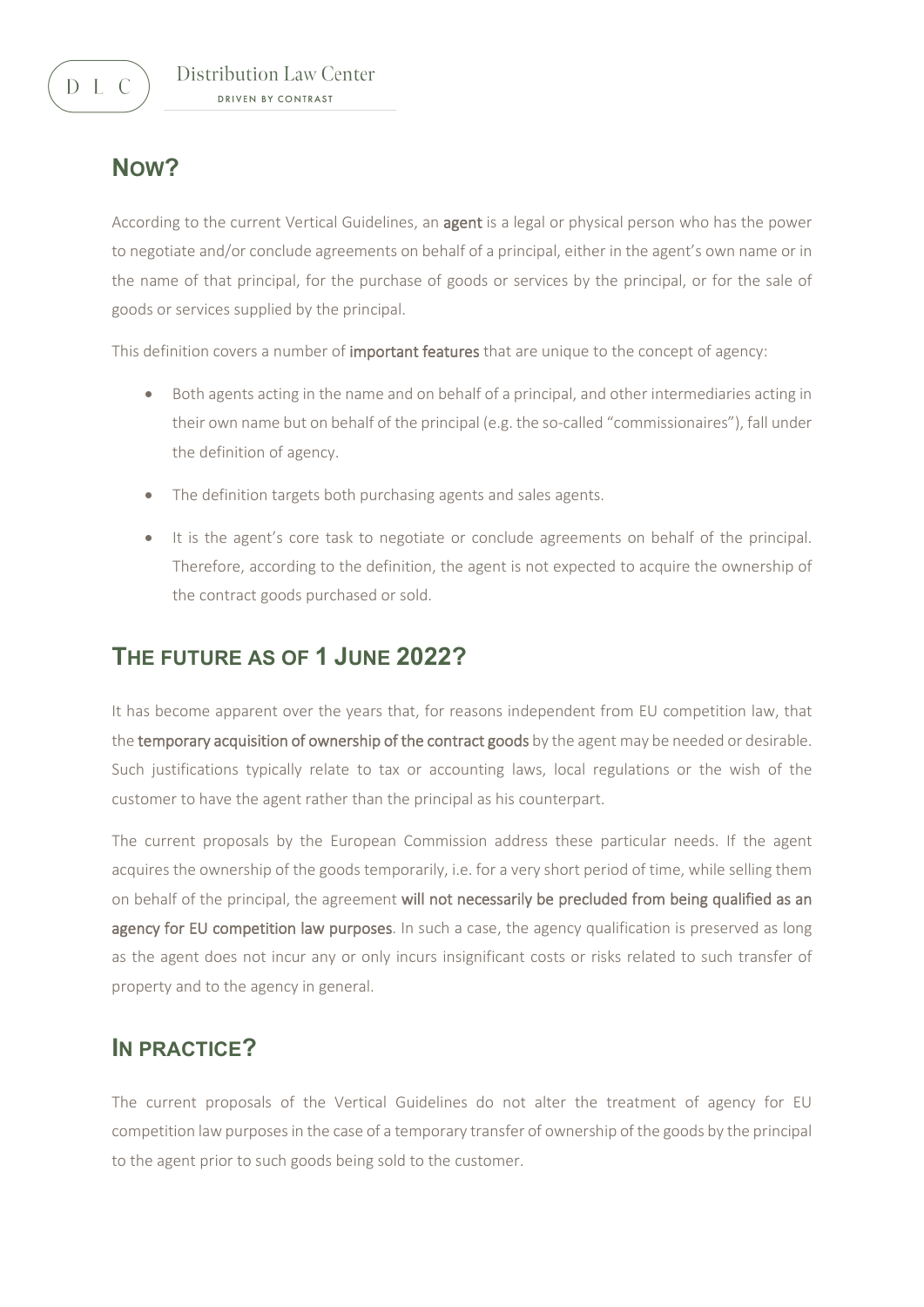## NOW?

According to the current Vertical Guidelines, an **agent** is a legal or physical person who has the power to negotiate and/or conclude agreements on behalf of a principal, either in the agent's own name or in the name of that principal, for the purchase of goods or services by the principal, or for the sale of goods or services supplied by the principal.

This definition covers a number of **important features** that are unique to the concept of agency:

- Both agents acting in the name and on behalf of a principal, and other intermediaries acting in their own name but on behalf of the principal (e.g. the so-called "commissionaires"), fall under the definition of agency.
- The definition targets both purchasing agents and sales agents.
- It is the agent's core task to negotiate or conclude agreements on behalf of the principal. Therefore, according to the definition, the agent is not expected to acquire the ownership of the contract goods purchased or sold.

## THE FUTURE AS OF 1 JUNE 2022?

It has become apparent over the years that, for reasons independent from EU competition law, that the **temporary acquisition of ownership of the contract goods** by the agent may be needed or desirable. Such justifications typically relate to tax or accounting laws, local regulations or the wish of the customer to have the agent rather than the principal as his counterpart.

The current proposals by the European Commission address these particular needs. If the agent acquires the ownership of the goods temporarily, i.e. for a very short period of time, while selling them on behalf of the principal, the agreement **will not necessarily be precluded from being qualified as an agency for EU competition law purposes**. In such a case, the agency qualification is preserved as long as the agent does not incur any or only incurs insignificant costs or risks related to such transfer of property and to the agency in general.

## IN PRACTICE?

The current proposals of the Vertical Guidelines do not alter the treatment of agency for EU competition law purposes in the case of a temporary transfer of ownership of the goods by the principal to the agent prior to such goods being sold to the customer.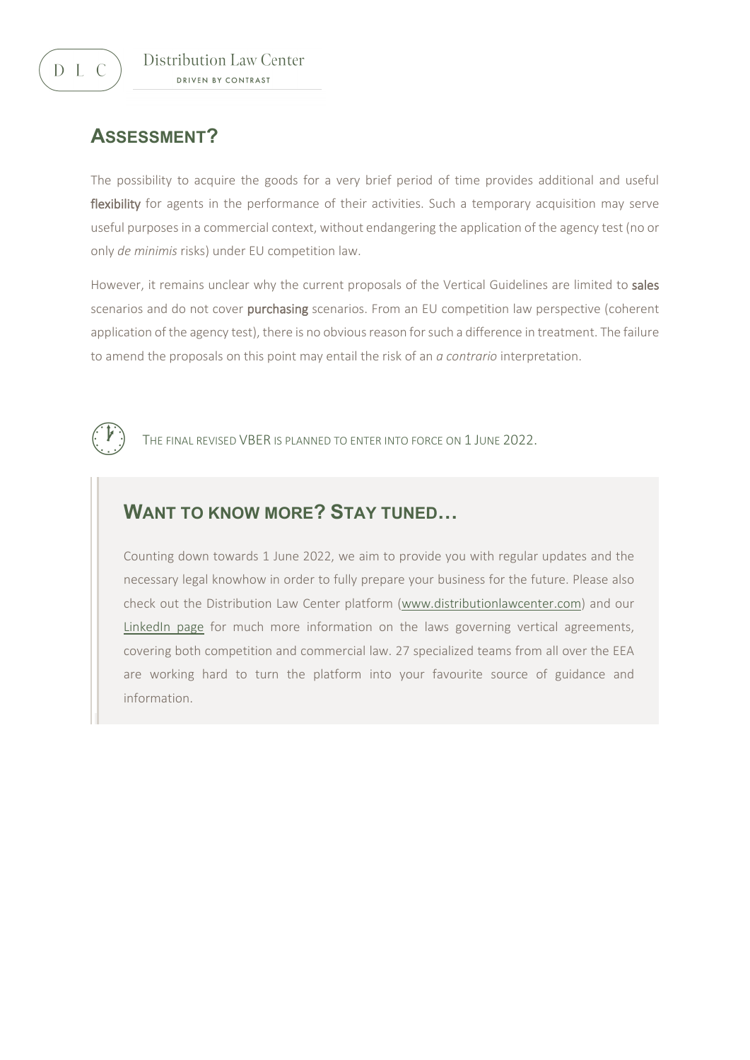## Assessment?

The possibility to acquire the goods for a very brief period of time provides additional and useful **flexibility** for agents in the performance of their activities. Such a temporary acquisition may serve useful purposes in a commercial context, without endangering the application of the agency test (no or only *de minimis* risks) under EU competition law.

However, it remains unclear why the current proposals of the Vertical Guidelines are limited to **sales** scenarios and do not cover **purchasing** scenarios. From an EU competition law perspective (coherent application of the agency test), there is no obvious reason for such a difference in treatment. The failure to amend the proposals on this point may entail the risk of an *a contrario* interpretation.

THE FINAL REVISED VBER IS PLANNED TO ENTER INTO FORCE ON 1 JUNE 2022.

> ### Want to know more? Stay tuned…
>
> Counting down towards 1 June 2022, we aim to provide you with regular updates and the necessary legal knowhow in order to fully prepare your business for the future. Please also check out the Distribution Law Center platform (www.distributionlawcenter.com) and our LinkedIn page for much more information on the laws governing vertical agreements, covering both competition and commercial law. 27 specialized teams from all over the EEA are working hard to turn the platform into your favourite source of guidance and information.